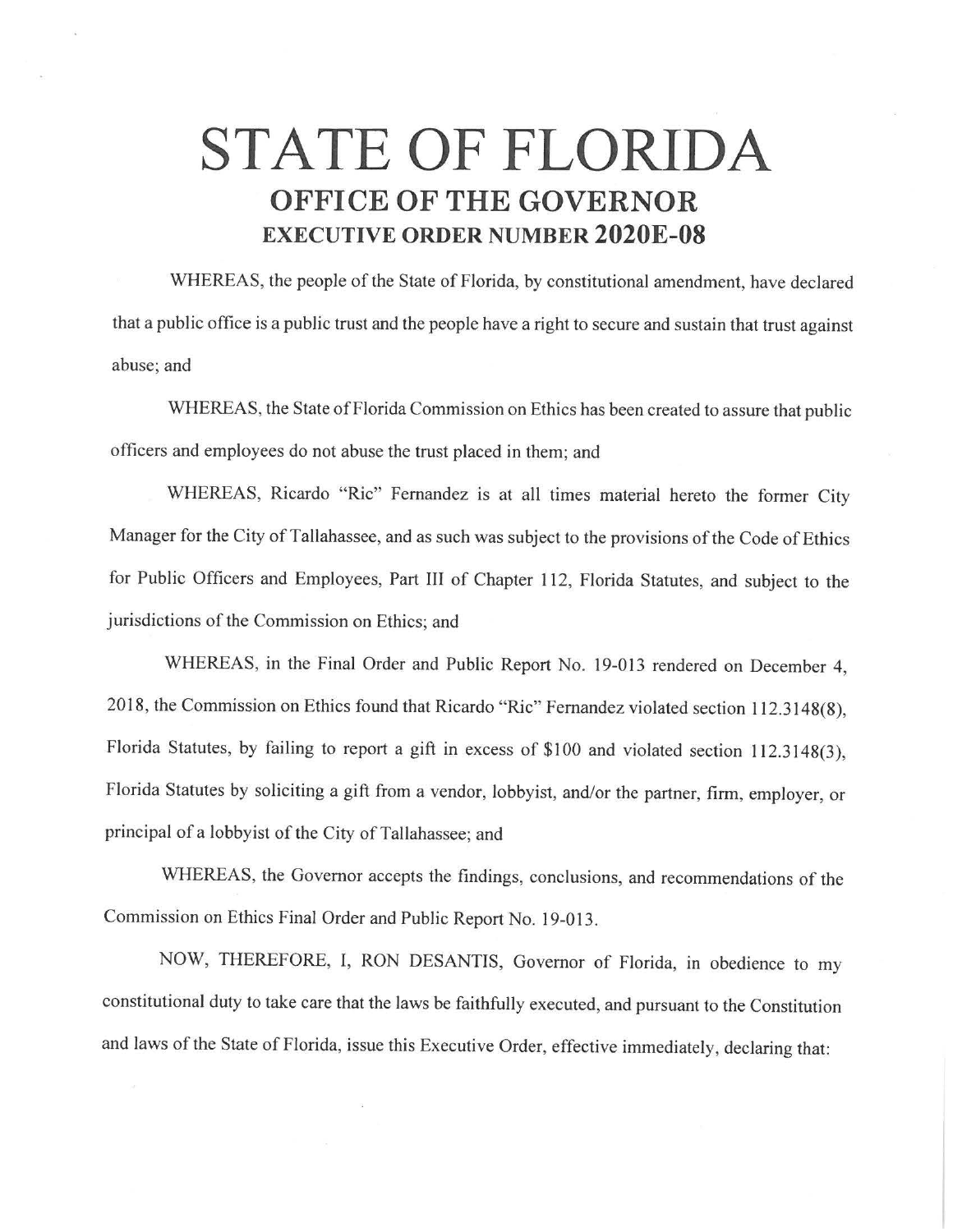# STATE OF FLORIDA

## OFFICE OF THE GOVERNOR

### EXECUTIVE ORDER NUMBER 2020E-08

WHEREAS, the people of the State of Florida, by constitutional amendment, have declared that a public office is a public trust and the people have a right to secure and sustain that trust against abuse; and

WHEREAS, the State of Florida Commission on Ethics has been created to assure that public officers and employees do not abuse the trust placed in them; and

WHEREAS, Ricardo "Ric" Fernandez is at all times material hereto the former City Manager for the City of Tallahassee, and as such was subject to the provisions of the Code of Ethics for Public Officers and Employees, Part III of Chapter 112, Florida Statutes, and subject to the jurisdictions of the Commission on Ethics; and

WHEREAS, in the Final Order and Public Report No. 19-013 rendered on December 4, 2018, the Commission on Ethics found that Ricardo "Ric" Fernandez violated section 112.3148(8), Florida Statutes, by failing to report a gift in excess of $100 and violated section 112.3148(3), Florida Statutes by soliciting a gift from a vendor, lobbyist, and/or the partner, firm, employer, or principal of a lobbyist of the City of Tallahassee; and

WHEREAS, the Governor accepts the findings, conclusions, and recommendations of the Commission on Ethics Final Order and Public Report No. 19-013.

NOW, THEREFORE, I, RON DESANTIS, Governor of Florida, in obedience to my constitutional duty to take care that the laws be faithfully executed, and pursuant to the Constitution and laws of the State of Florida, issue this Executive Order, effective immediately, declaring that: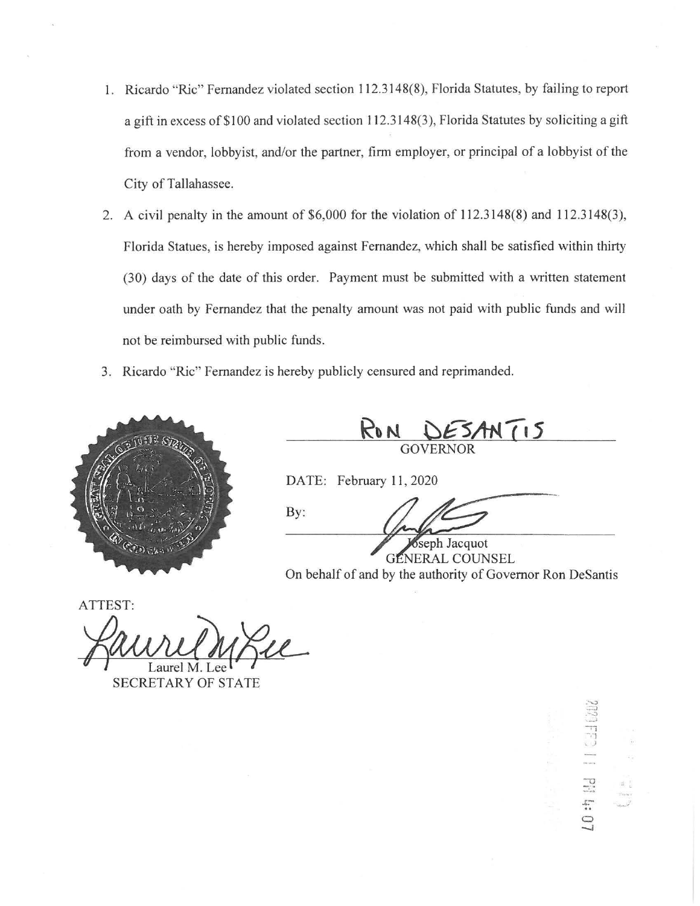1. Ricardo "Ric" Fernandez violated section 112.3148(8), Florida Statutes, by failing to report a gift in excess of $100 and violated section 112.3148(3), Florida Statutes by soliciting a gift from a vendor, lobbyist, and/or the partner, firm employer, or principal of a lobbyist of the City of Tallahassee.
2. A civil penalty in the amount of $6,000 for the violation of 112.3148(8) and 112.3148(3), Florida Statues, is hereby imposed against Fernandez, which shall be satisfied within thirty (30) days of the date of this order. Payment must be submitted with a written statement under oath by Fernandez that the penalty amount was not paid with public funds and will not be reimbursed with public funds.
3. Ricardo "Ric" Fernandez is hereby publicly censured and reprimanded.

RON DESANTIS
GOVERNOR

DATE: February 11, 2020

By:

Joseph Jacquot
GENERAL COUNSEL
On behalf of and by the authority of Governor Ron DeSantis

ATTEST:

Laurel M. Lee
SECRETARY OF STATE

2020 FEB 11 PM 4:07